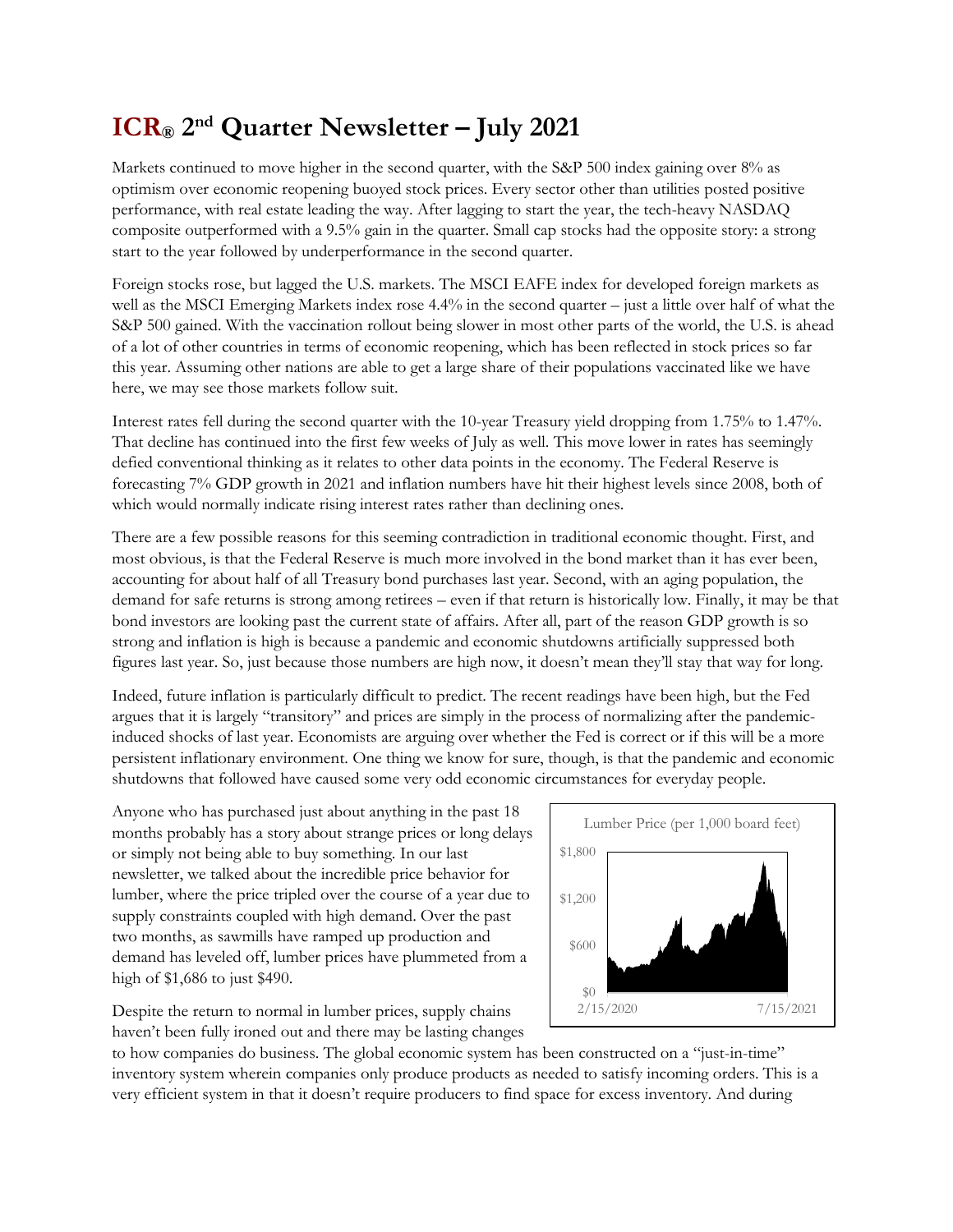# ICR® 2nd Quarter Newsletter – July 2021

Markets continued to move higher in the second quarter, with the S&P 500 index gaining over 8% as optimism over economic reopening buoyed stock prices. Every sector other than utilities posted positive performance, with real estate leading the way. After lagging to start the year, the tech-heavy NASDAQ composite outperformed with a 9.5% gain in the quarter. Small cap stocks had the opposite story: a strong start to the year followed by underperformance in the second quarter.

Foreign stocks rose, but lagged the U.S. markets. The MSCI EAFE index for developed foreign markets as well as the MSCI Emerging Markets index rose 4.4% in the second quarter – just a little over half of what the S&P 500 gained. With the vaccination rollout being slower in most other parts of the world, the U.S. is ahead of a lot of other countries in terms of economic reopening, which has been reflected in stock prices so far this year. Assuming other nations are able to get a large share of their populations vaccinated like we have here, we may see those markets follow suit.

Interest rates fell during the second quarter with the 10-year Treasury yield dropping from 1.75% to 1.47%. That decline has continued into the first few weeks of July as well. This move lower in rates has seemingly defied conventional thinking as it relates to other data points in the economy. The Federal Reserve is forecasting 7% GDP growth in 2021 and inflation numbers have hit their highest levels since 2008, both of which would normally indicate rising interest rates rather than declining ones.

There are a few possible reasons for this seeming contradiction in traditional economic thought. First, and most obvious, is that the Federal Reserve is much more involved in the bond market than it has ever been, accounting for about half of all Treasury bond purchases last year. Second, with an aging population, the demand for safe returns is strong among retirees – even if that return is historically low. Finally, it may be that bond investors are looking past the current state of affairs. After all, part of the reason GDP growth is so strong and inflation is high is because a pandemic and economic shutdowns artificially suppressed both figures last year. So, just because those numbers are high now, it doesn't mean they'll stay that way for long.

Indeed, future inflation is particularly difficult to predict. The recent readings have been high, but the Fed argues that it is largely "transitory" and prices are simply in the process of normalizing after the pandemic-induced shocks of last year. Economists are arguing over whether the Fed is correct or if this will be a more persistent inflationary environment. One thing we know for sure, though, is that the pandemic and economic shutdowns that followed have caused some very odd economic circumstances for everyday people.

Anyone who has purchased just about anything in the past 18 months probably has a story about strange prices or long delays or simply not being able to buy something. In our last newsletter, we talked about the incredible price behavior for lumber, where the price tripled over the course of a year due to supply constraints coupled with high demand. Over the past two months, as sawmills have ramped up production and demand has leveled off, lumber prices have plummeted from a high of $1,686 to just $490.

Lumber Price (per 1,000 board feet)

Despite the return to normal in lumber prices, supply chains haven't been fully ironed out and there may be lasting changes to how companies do business. The global economic system has been constructed on a "just-in-time" inventory system wherein companies only produce products as needed to satisfy incoming orders. This is a very efficient system in that it doesn't require producers to find space for excess inventory. And during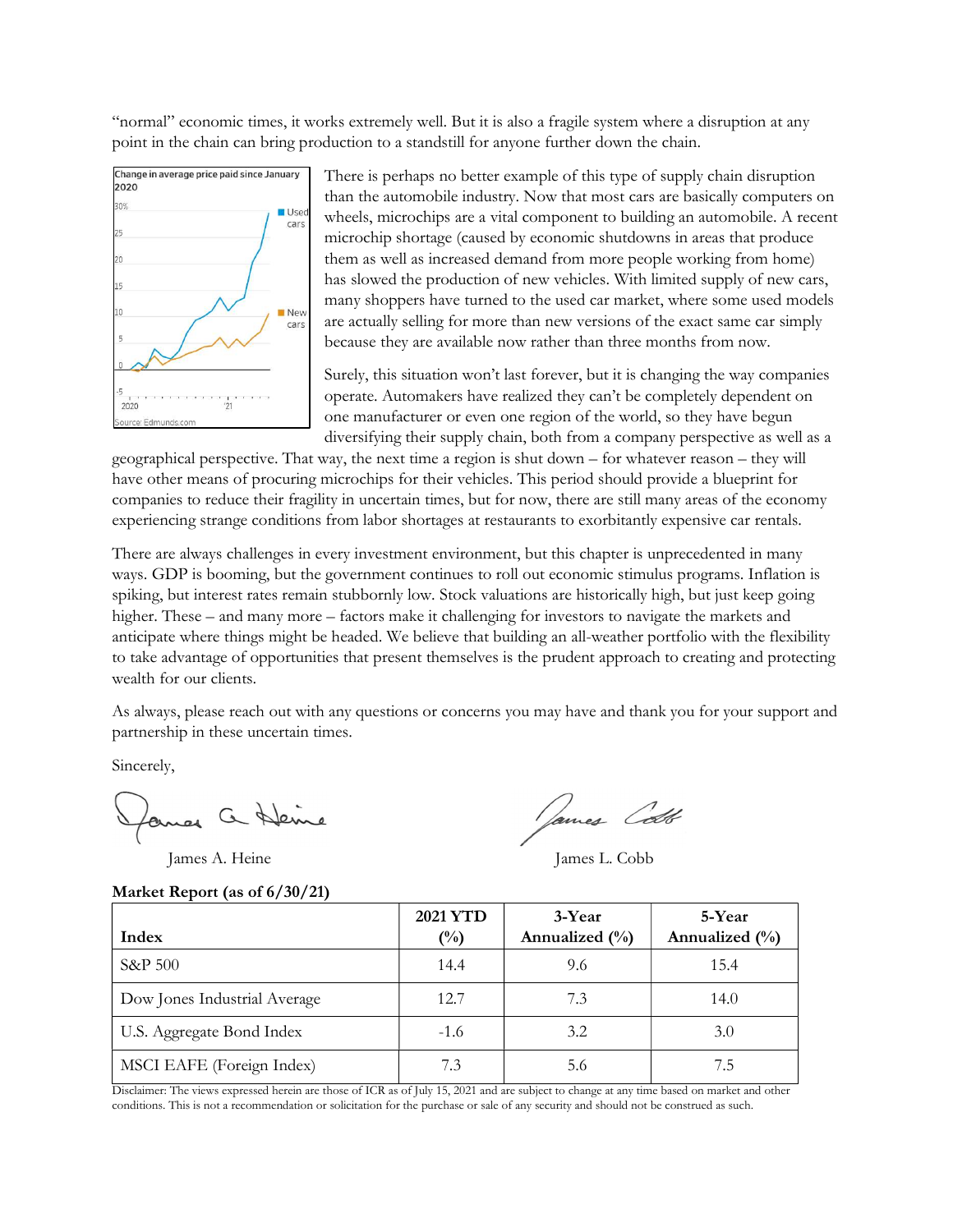"normal" economic times, it works extremely well. But it is also a fragile system where a disruption at any point in the chain can bring production to a standstill for anyone further down the chain.

Change in average price paid since January 2020

30%

25

20

15

10

5

0

-5

2020

'21

Used cars

New cars

Source: Edmunds.com

There is perhaps no better example of this type of supply chain disruption than the automobile industry. Now that most cars are basically computers on wheels, microchips are a vital component to building an automobile. A recent microchip shortage (caused by economic shutdowns in areas that produce them as well as increased demand from more people working from home) has slowed the production of new vehicles. With limited supply of new cars, many shoppers have turned to the used car market, where some used models are actually selling for more than new versions of the exact same car simply because they are available now rather than three months from now.

Surely, this situation won't last forever, but it is changing the way companies operate. Automakers have realized they can't be completely dependent on one manufacturer or even one region of the world, so they have begun diversifying their supply chain, both from a company perspective as well as a geographical perspective. That way, the next time a region is shut down – for whatever reason – they will have other means of procuring microchips for their vehicles. This period should provide a blueprint for companies to reduce their fragility in uncertain times, but for now, there are still many areas of the economy experiencing strange conditions from labor shortages at restaurants to exorbitantly expensive car rentals.

There are always challenges in every investment environment, but this chapter is unprecedented in many ways. GDP is booming, but the government continues to roll out economic stimulus programs. Inflation is spiking, but interest rates remain stubbornly low. Stock valuations are historically high, but just keep going higher. These – and many more – factors make it challenging for investors to navigate the markets and anticipate where things might be headed. We believe that building an all-weather portfolio with the flexibility to take advantage of opportunities that present themselves is the prudent approach to creating and protecting wealth for our clients.

As always, please reach out with any questions or concerns you may have and thank you for your support and partnership in these uncertain times.

Sincerely,

James A. Heine

James L. Cobb

**Market Report (as of 6/30/21)**

| Index | 2021 YTD (%) | 3-Year Annualized (%) | 5-Year Annualized (%) |
|---|---|---|---|
| S&P 500 | 14.4 | 9.6 | 15.4 |
| Dow Jones Industrial Average | 12.7 | 7.3 | 14.0 |
| U.S. Aggregate Bond Index | -1.6 | 3.2 | 3.0 |
| MSCI EAFE (Foreign Index) | 7.3 | 5.6 | 7.5 |

Disclaimer: The views expressed herein are those of ICR as of July 15, 2021 and are subject to change at any time based on market and other conditions. This is not a recommendation or solicitation for the purchase or sale of any security and should not be construed as such.